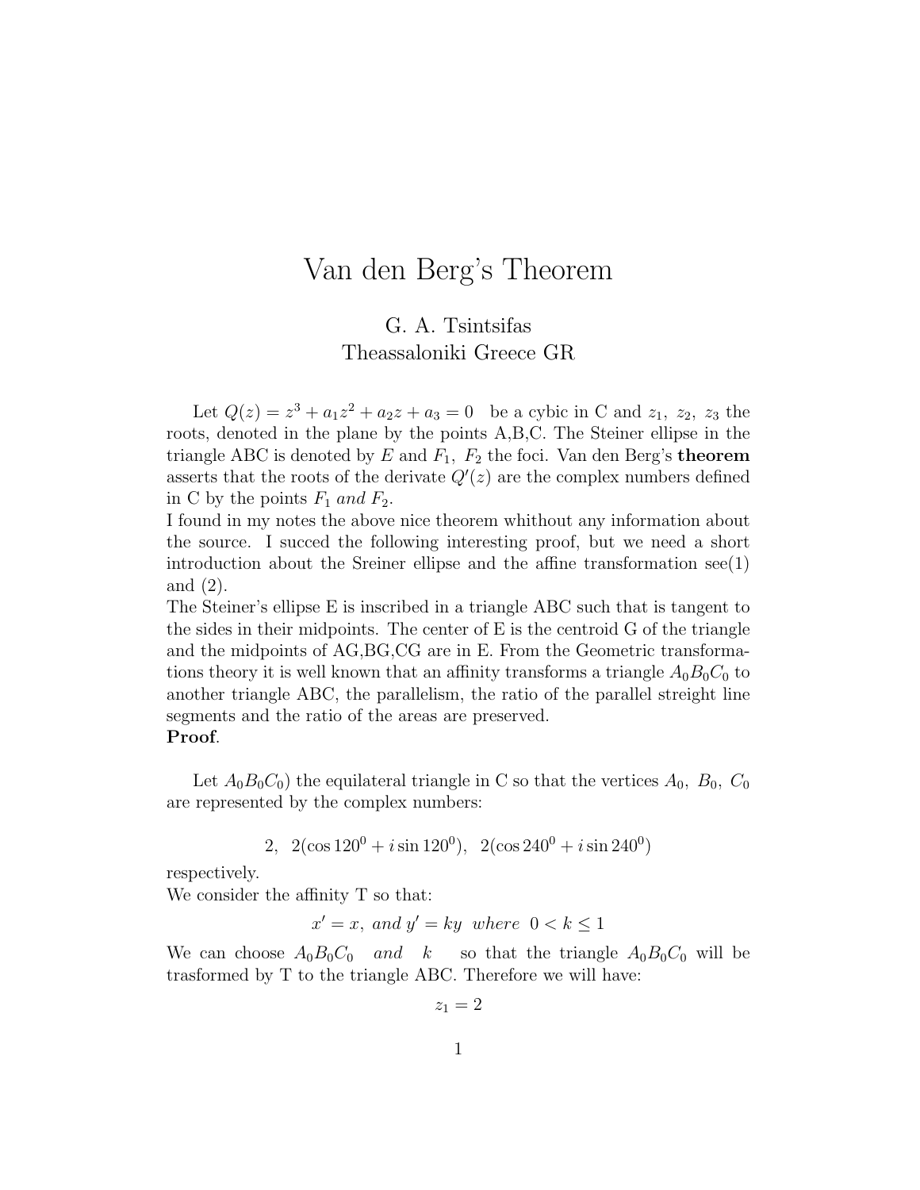// Van den Berg's Theorem

G. A. Tsintsifas
Theassaloniki Greece GR

Let $Q(z) = z^3 + a_1 z^2 + a_2 z + a_3 = 0$ be a cybic in C and $z_1,\ z_2,\ z_3$ the roots, denoted in the plane by the points A,B,C. The Steiner ellipse in the triangle ABC is denoted by $E$ and $F_1,\ F_2$ the foci. Van den Berg's **theorem** asserts that the roots of the derivate $Q'(z)$ are the complex numbers defined in C by the points $F_1$ *and* $F_2$.
I found in my notes the above nice theorem whithout any information about the source. I succed the following interesting proof, but we need a short introduction about the Sreiner ellipse and the affine transformation see(1) and (2).
The Steiner's ellipse E is inscribed in a triangle ABC such that is tangent to the sides in their midpoints. The center of E is the centroid G of the triangle and the midpoints of AG,BG,CG are in E. From the Geometric transformations theory it is well known that an affinity transforms a triangle $A_0B_0C_0$ to another triangle ABC, the parallelism, the ratio of the parallel streight line segments and the ratio of the areas are preserved.
**Proof**.

Let $A_0B_0C_0$) the equilateral triangle in C so that the vertices $A_0,\ B_0,\ C_0$ are represented by the complex numbers:

$$2,\ \ 2(\cos 120^0 + i \sin 120^0),\ \ 2(\cos 240^0 + i \sin 240^0)$$

respectively.
We consider the affinity T so that:

$$x' = x,\ and\ y' = ky\ \ where\ \ 0 < k \leq 1$$

We can choose $A_0B_0C_0$ *and* $k$ so that the triangle $A_0B_0C_0$ will be trasformed by T to the triangle ABC. Therefore we will have:

$$z_1 = 2$$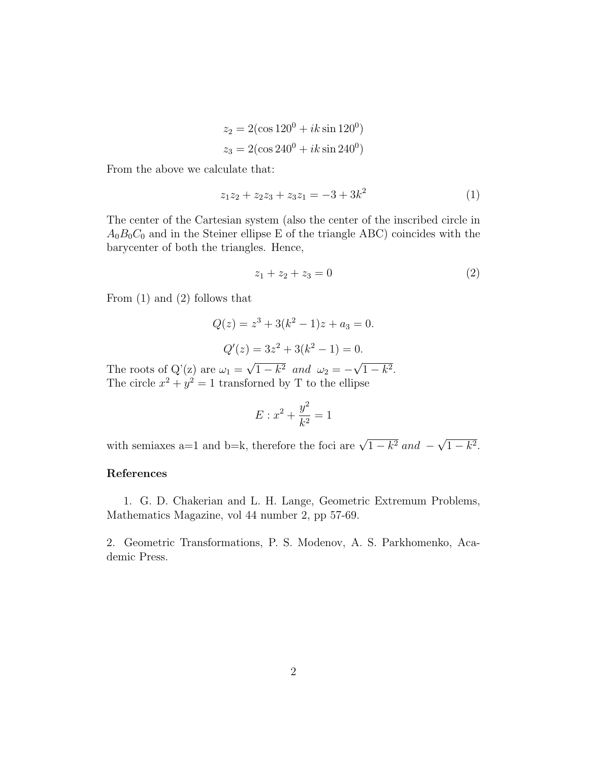$$z_2 = 2(\cos 120^0 + ik \sin 120^0)$$

$$z_3 = 2(\cos 240^0 + ik \sin 240^0)$$

From the above we calculate that:

$$z_1 z_2 + z_2 z_3 + z_3 z_1 = -3 + 3k^2 \tag{1}$$

The center of the Cartesian system (also the center of the inscribed circle in $A_0 B_0 C_0$ and in the Steiner ellipse E of the triangle ABC) coincides with the barycenter of both the triangles. Hence,

$$z_1 + z_2 + z_3 = 0 \tag{2}$$

From (1) and (2) follows that

$$Q(z) = z^3 + 3(k^2 - 1)z + a_3 = 0.$$

$$Q'(z) = 3z^2 + 3(k^2 - 1) = 0.$$

The roots of Q'(z) are $\omega_1 = \sqrt{1-k^2}$ *and* $\omega_2 = -\sqrt{1-k^2}$.
The circle $x^2 + y^2 = 1$ transforned by T to the ellipse

$$E : x^2 + \frac{y^2}{k^2} = 1$$

with semiaxes a=1 and b=k, therefore the foci are $\sqrt{1-k^2}$ *and* $-\sqrt{1-k^2}$.

## References

1. G. D. Chakerian and L. H. Lange, Geometric Extremum Problems, Mathematics Magazine, vol 44 number 2, pp 57-69.

2. Geometric Transformations, P. S. Modenov, A. S. Parkhomenko, Academic Press.